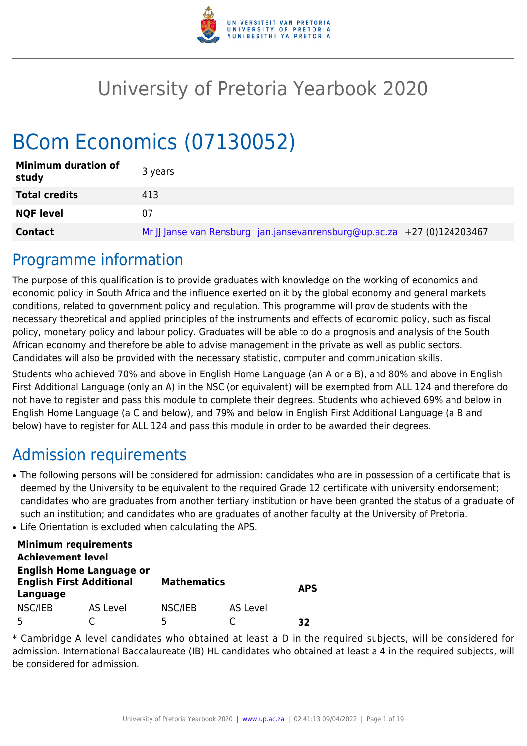# University of Pretoria Yearbook 2020

## BCom Economics (07130052)

| | |
|---|---|
| **Minimum duration of study** | 3 years |
| **Total credits** | 413 |
| **NQF level** | 07 |
| **Contact** | Mr JJ Janse van Rensburg jan.jansevanrensburg@up.ac.za +27 (0)124203467 |

## Programme information

The purpose of this qualification is to provide graduates with knowledge on the working of economics and economic policy in South Africa and the influence exerted on it by the global economy and general markets conditions, related to government policy and regulation. This programme will provide students with the necessary theoretical and applied principles of the instruments and effects of economic policy, such as fiscal policy, monetary policy and labour policy. Graduates will be able to do a prognosis and analysis of the South African economy and therefore be able to advise management in the private as well as public sectors. Candidates will also be provided with the necessary statistic, computer and communication skills.

Students who achieved 70% and above in English Home Language (an A or a B), and 80% and above in English First Additional Language (only an A) in the NSC (or equivalent) will be exempted from ALL 124 and therefore do not have to register and pass this module to complete their degrees. Students who achieved 69% and below in English Home Language (a C and below), and 79% and below in English First Additional Language (a B and below) have to register for ALL 124 and pass this module in order to be awarded their degrees.

## Admission requirements

- The following persons will be considered for admission: candidates who are in possession of a certificate that is deemed by the University to be equivalent to the required Grade 12 certificate with university endorsement; candidates who are graduates from another tertiary institution or have been granted the status of a graduate of such an institution; and candidates who are graduates of another faculty at the University of Pretoria.
- Life Orientation is excluded when calculating the APS.

| **Minimum requirements Achievement level** | | | | |
|---|---|---|---|---|
| **English Home Language or English First Additional Language** | | **Mathematics** | | **APS** |
| NSC/IEB | AS Level | NSC/IEB | AS Level | |
| 5 | C | 5 | C | **32** |

* Cambridge A level candidates who obtained at least a D in the required subjects, will be considered for admission. International Baccalaureate (IB) HL candidates who obtained at least a 4 in the required subjects, will be considered for admission.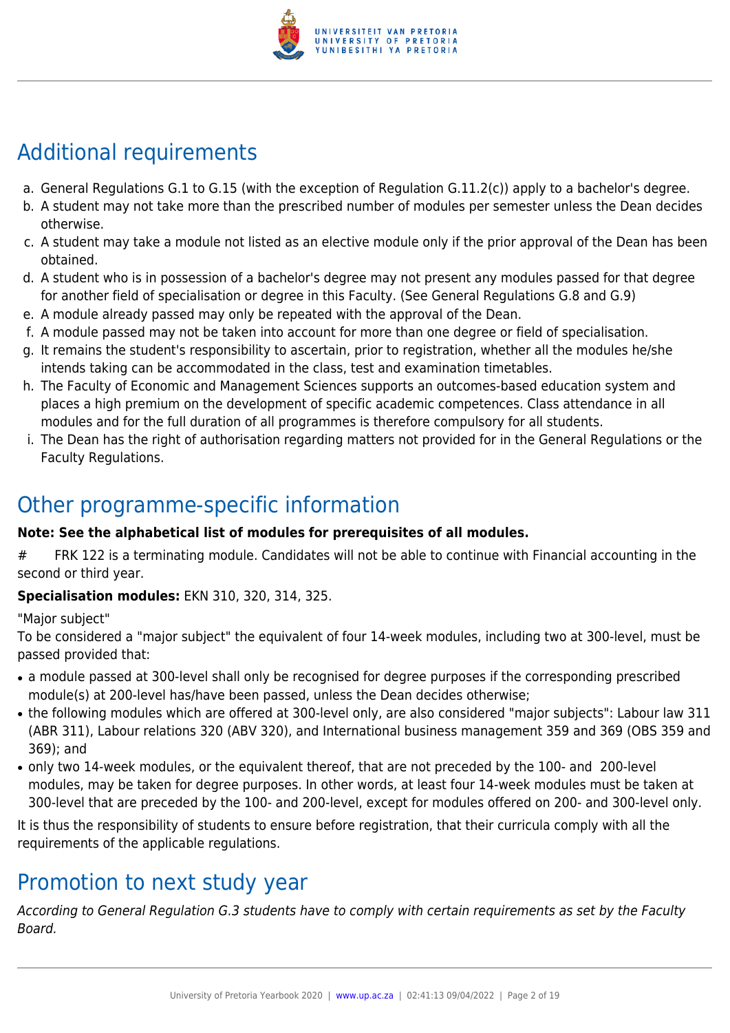## Additional requirements

a. General Regulations G.1 to G.15 (with the exception of Regulation G.11.2(c)) apply to a bachelor's degree.
b. A student may not take more than the prescribed number of modules per semester unless the Dean decides otherwise.
c. A student may take a module not listed as an elective module only if the prior approval of the Dean has been obtained.
d. A student who is in possession of a bachelor's degree may not present any modules passed for that degree for another field of specialisation or degree in this Faculty. (See General Regulations G.8 and G.9)
e. A module already passed may only be repeated with the approval of the Dean.
f. A module passed may not be taken into account for more than one degree or field of specialisation.
g. It remains the student's responsibility to ascertain, prior to registration, whether all the modules he/she intends taking can be accommodated in the class, test and examination timetables.
h. The Faculty of Economic and Management Sciences supports an outcomes-based education system and places a high premium on the development of specific academic competences. Class attendance in all modules and for the full duration of all programmes is therefore compulsory for all students.
i. The Dean has the right of authorisation regarding matters not provided for in the General Regulations or the Faculty Regulations.

## Other programme-specific information

**Note: See the alphabetical list of modules for prerequisites of all modules.**

# FRK 122 is a terminating module. Candidates will not be able to continue with Financial accounting in the second or third year.

**Specialisation modules:** EKN 310, 320, 314, 325.

"Major subject"

To be considered a "major subject" the equivalent of four 14-week modules, including two at 300-level, must be passed provided that:

- a module passed at 300-level shall only be recognised for degree purposes if the corresponding prescribed module(s) at 200-level has/have been passed, unless the Dean decides otherwise;
- the following modules which are offered at 300-level only, are also considered "major subjects": Labour law 311 (ABR 311), Labour relations 320 (ABV 320), and International business management 359 and 369 (OBS 359 and 369); and
- only two 14-week modules, or the equivalent thereof, that are not preceded by the 100- and 200-level modules, may be taken for degree purposes. In other words, at least four 14-week modules must be taken at 300-level that are preceded by the 100- and 200-level, except for modules offered on 200- and 300-level only.

It is thus the responsibility of students to ensure before registration, that their curricula comply with all the requirements of the applicable regulations.

## Promotion to next study year

*According to General Regulation G.3 students have to comply with certain requirements as set by the Faculty Board.*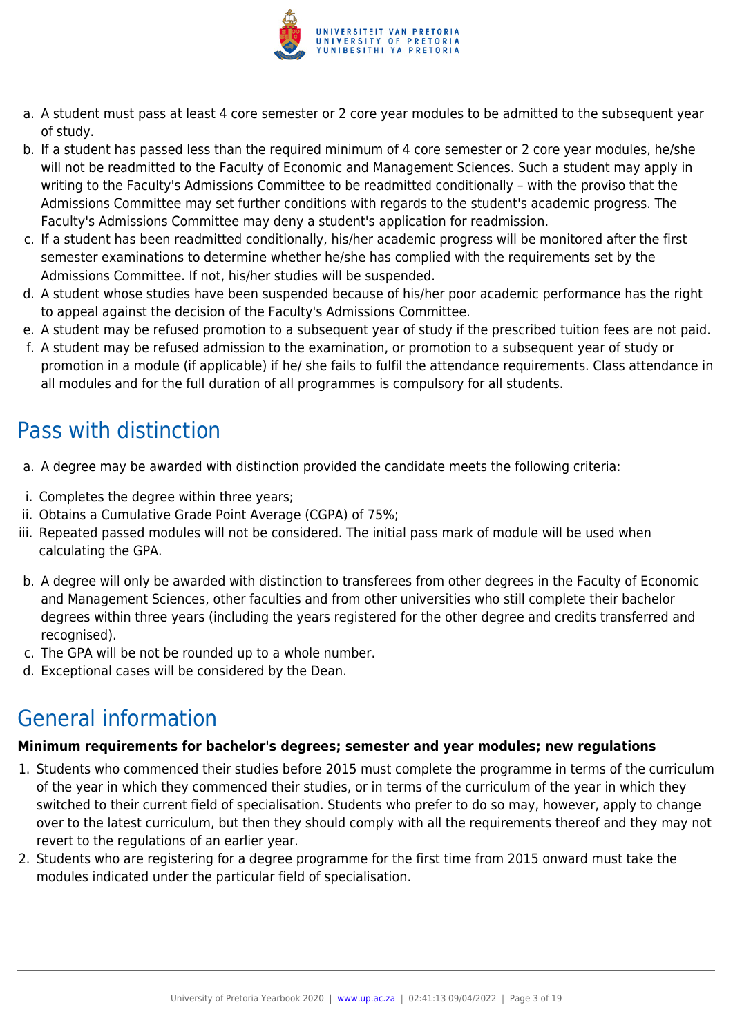a. A student must pass at least 4 core semester or 2 core year modules to be admitted to the subsequent year of study.
b. If a student has passed less than the required minimum of 4 core semester or 2 core year modules, he/she will not be readmitted to the Faculty of Economic and Management Sciences. Such a student may apply in writing to the Faculty's Admissions Committee to be readmitted conditionally – with the proviso that the Admissions Committee may set further conditions with regards to the student's academic progress. The Faculty's Admissions Committee may deny a student's application for readmission.
c. If a student has been readmitted conditionally, his/her academic progress will be monitored after the first semester examinations to determine whether he/she has complied with the requirements set by the Admissions Committee. If not, his/her studies will be suspended.
d. A student whose studies have been suspended because of his/her poor academic performance has the right to appeal against the decision of the Faculty's Admissions Committee.
e. A student may be refused promotion to a subsequent year of study if the prescribed tuition fees are not paid.
f. A student may be refused admission to the examination, or promotion to a subsequent year of study or promotion in a module (if applicable) if he/ she fails to fulfil the attendance requirements. Class attendance in all modules and for the full duration of all programmes is compulsory for all students.

## Pass with distinction

a. A degree may be awarded with distinction provided the candidate meets the following criteria:

i. Completes the degree within three years;
ii. Obtains a Cumulative Grade Point Average (CGPA) of 75%;
iii. Repeated passed modules will not be considered. The initial pass mark of module will be used when calculating the GPA.

b. A degree will only be awarded with distinction to transferees from other degrees in the Faculty of Economic and Management Sciences, other faculties and from other universities who still complete their bachelor degrees within three years (including the years registered for the other degree and credits transferred and recognised).
c. The GPA will be not be rounded up to a whole number.
d. Exceptional cases will be considered by the Dean.

## General information

**Minimum requirements for bachelor's degrees; semester and year modules; new regulations**

1. Students who commenced their studies before 2015 must complete the programme in terms of the curriculum of the year in which they commenced their studies, or in terms of the curriculum of the year in which they switched to their current field of specialisation. Students who prefer to do so may, however, apply to change over to the latest curriculum, but then they should comply with all the requirements thereof and they may not revert to the regulations of an earlier year.
2. Students who are registering for a degree programme for the first time from 2015 onward must take the modules indicated under the particular field of specialisation.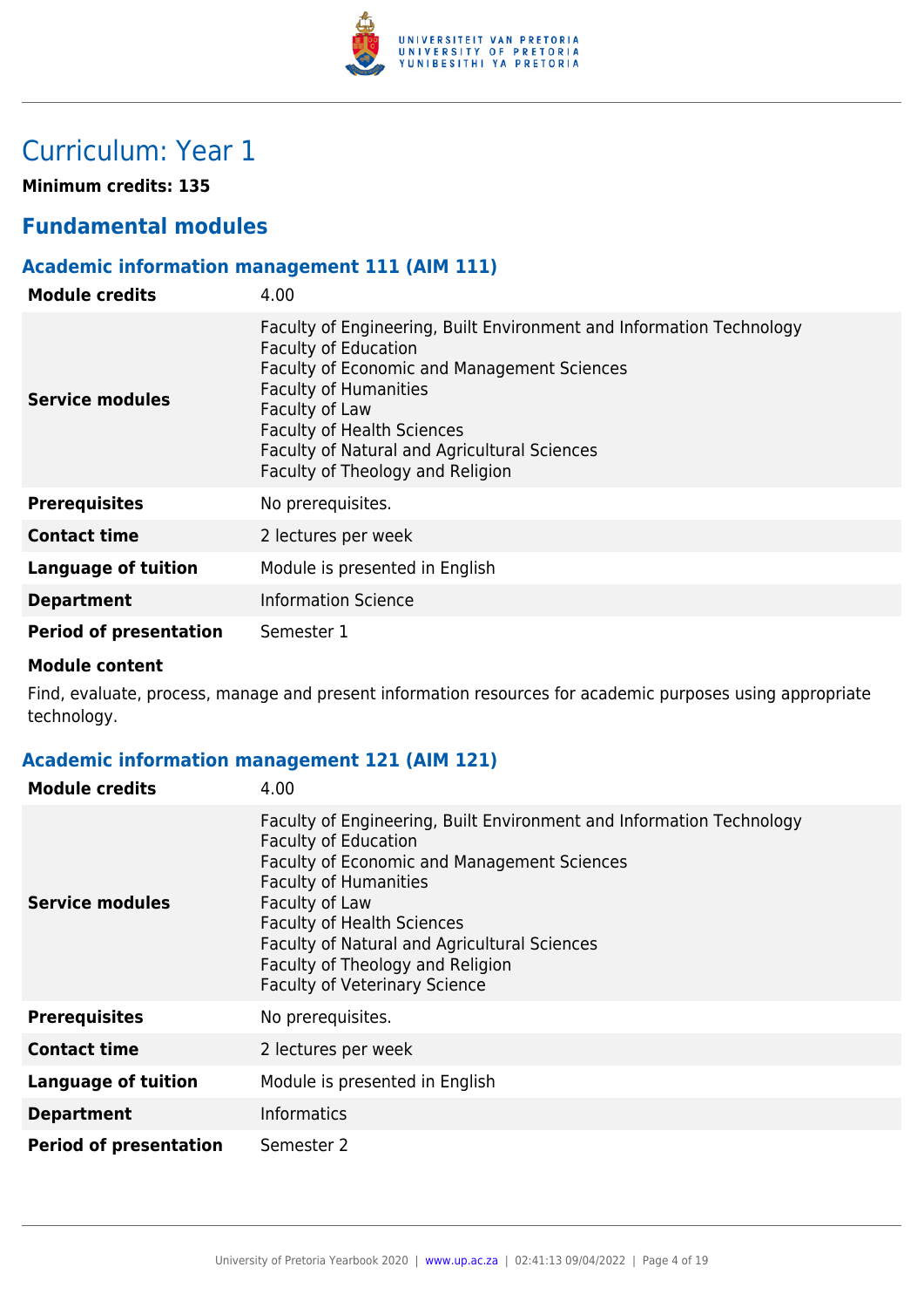# Curriculum: Year 1

**Minimum credits: 135**

## Fundamental modules

### Academic information management 111 (AIM 111)

| | |
|---|---|
| **Module credits** | 4.00 |
| **Service modules** | Faculty of Engineering, Built Environment and Information Technology<br>Faculty of Education<br>Faculty of Economic and Management Sciences<br>Faculty of Humanities<br>Faculty of Law<br>Faculty of Health Sciences<br>Faculty of Natural and Agricultural Sciences<br>Faculty of Theology and Religion |
| **Prerequisites** | No prerequisites. |
| **Contact time** | 2 lectures per week |
| **Language of tuition** | Module is presented in English |
| **Department** | Information Science |
| **Period of presentation** | Semester 1 |

**Module content**

Find, evaluate, process, manage and present information resources for academic purposes using appropriate technology.

### Academic information management 121 (AIM 121)

| | |
|---|---|
| **Module credits** | 4.00 |
| **Service modules** | Faculty of Engineering, Built Environment and Information Technology<br>Faculty of Education<br>Faculty of Economic and Management Sciences<br>Faculty of Humanities<br>Faculty of Law<br>Faculty of Health Sciences<br>Faculty of Natural and Agricultural Sciences<br>Faculty of Theology and Religion<br>Faculty of Veterinary Science |
| **Prerequisites** | No prerequisites. |
| **Contact time** | 2 lectures per week |
| **Language of tuition** | Module is presented in English |
| **Department** | Informatics |
| **Period of presentation** | Semester 2 |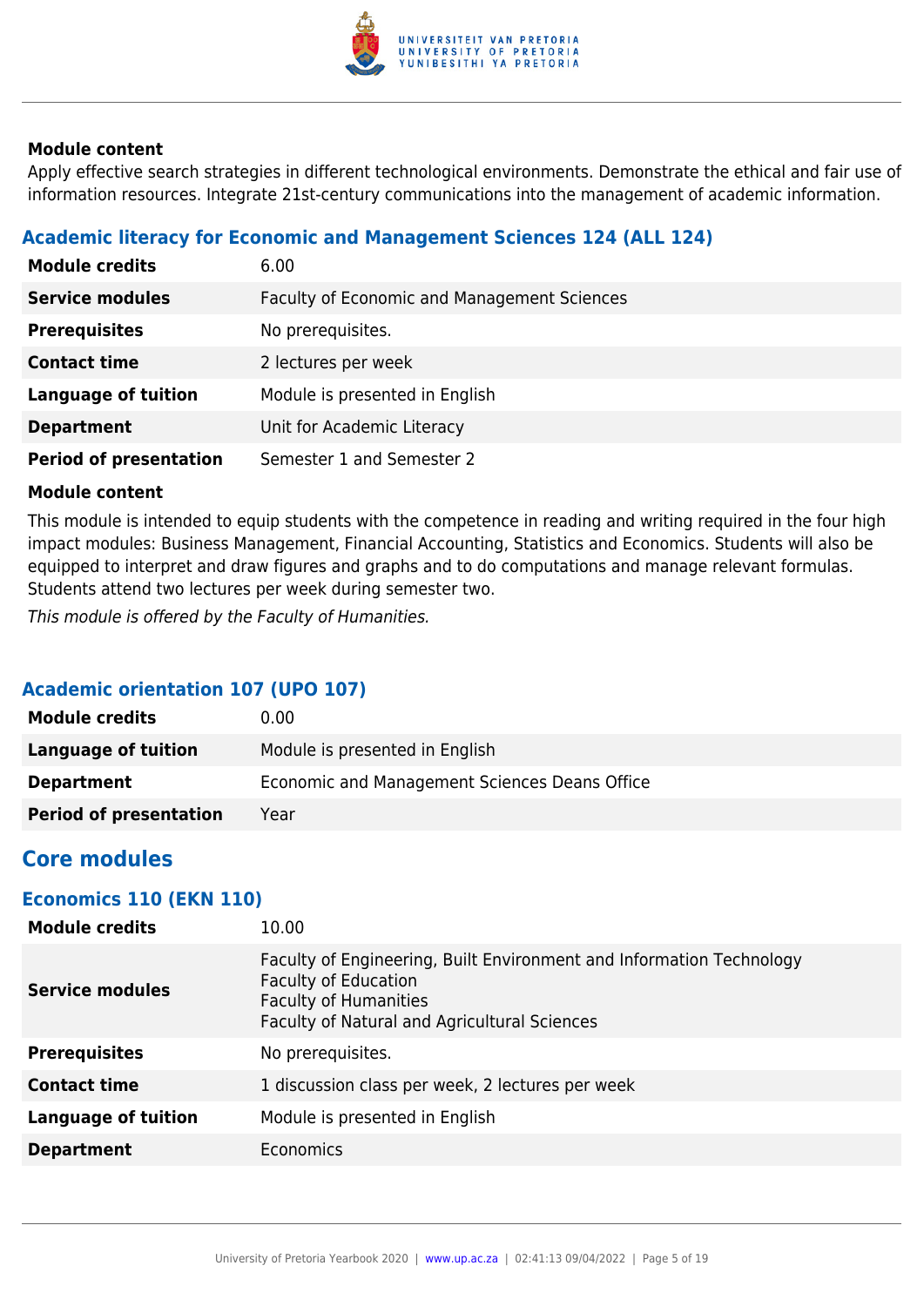**Module content**

Apply effective search strategies in different technological environments. Demonstrate the ethical and fair use of information resources. Integrate 21st-century communications into the management of academic information.

### Academic literacy for Economic and Management Sciences 124 (ALL 124)

| | |
|---|---|
| **Module credits** | 6.00 |
| **Service modules** | Faculty of Economic and Management Sciences |
| **Prerequisites** | No prerequisites. |
| **Contact time** | 2 lectures per week |
| **Language of tuition** | Module is presented in English |
| **Department** | Unit for Academic Literacy |
| **Period of presentation** | Semester 1 and Semester 2 |

**Module content**

This module is intended to equip students with the competence in reading and writing required in the four high impact modules: Business Management, Financial Accounting, Statistics and Economics. Students will also be equipped to interpret and draw figures and graphs and to do computations and manage relevant formulas. Students attend two lectures per week during semester two.

*This module is offered by the Faculty of Humanities.*

### Academic orientation 107 (UPO 107)

| | |
|---|---|
| **Module credits** | 0.00 |
| **Language of tuition** | Module is presented in English |
| **Department** | Economic and Management Sciences Deans Office |
| **Period of presentation** | Year |

## Core modules

### Economics 110 (EKN 110)

| | |
|---|---|
| **Module credits** | 10.00 |
| **Service modules** | Faculty of Engineering, Built Environment and Information Technology<br>Faculty of Education<br>Faculty of Humanities<br>Faculty of Natural and Agricultural Sciences |
| **Prerequisites** | No prerequisites. |
| **Contact time** | 1 discussion class per week, 2 lectures per week |
| **Language of tuition** | Module is presented in English |
| **Department** | Economics |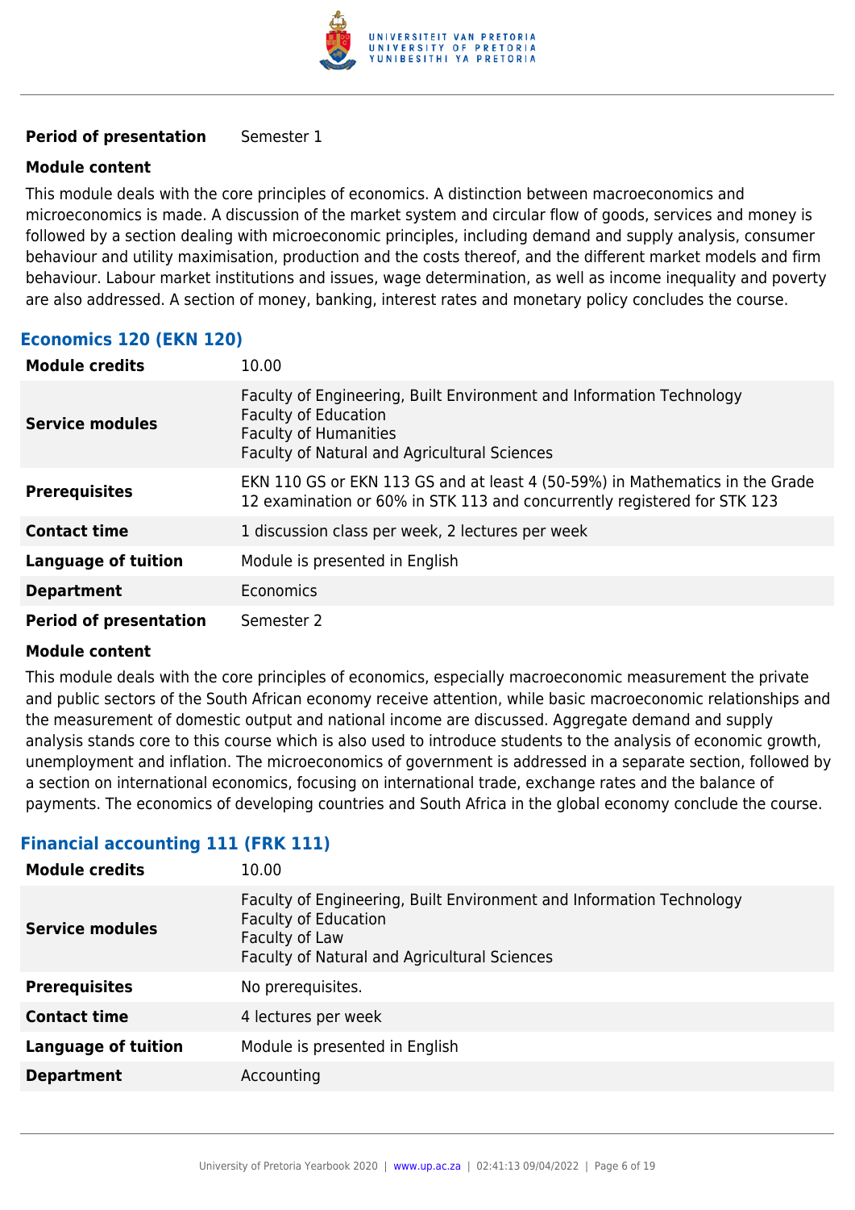| | |
|---|---|
| **Period of presentation** | Semester 1 |

**Module content**

This module deals with the core principles of economics. A distinction between macroeconomics and microeconomics is made. A discussion of the market system and circular flow of goods, services and money is followed by a section dealing with microeconomic principles, including demand and supply analysis, consumer behaviour and utility maximisation, production and the costs thereof, and the different market models and firm behaviour. Labour market institutions and issues, wage determination, as well as income inequality and poverty are also addressed. A section of money, banking, interest rates and monetary policy concludes the course.

### Economics 120 (EKN 120)

| | |
|---|---|
| **Module credits** | 10.00 |
| **Service modules** | Faculty of Engineering, Built Environment and Information Technology<br>Faculty of Education<br>Faculty of Humanities<br>Faculty of Natural and Agricultural Sciences |
| **Prerequisites** | EKN 110 GS or EKN 113 GS and at least 4 (50-59%) in Mathematics in the Grade 12 examination or 60% in STK 113 and concurrently registered for STK 123 |
| **Contact time** | 1 discussion class per week, 2 lectures per week |
| **Language of tuition** | Module is presented in English |
| **Department** | Economics |
| **Period of presentation** | Semester 2 |

**Module content**

This module deals with the core principles of economics, especially macroeconomic measurement the private and public sectors of the South African economy receive attention, while basic macroeconomic relationships and the measurement of domestic output and national income are discussed. Aggregate demand and supply analysis stands core to this course which is also used to introduce students to the analysis of economic growth, unemployment and inflation. The microeconomics of government is addressed in a separate section, followed by a section on international economics, focusing on international trade, exchange rates and the balance of payments. The economics of developing countries and South Africa in the global economy conclude the course.

### Financial accounting 111 (FRK 111)

| | |
|---|---|
| **Module credits** | 10.00 |
| **Service modules** | Faculty of Engineering, Built Environment and Information Technology<br>Faculty of Education<br>Faculty of Law<br>Faculty of Natural and Agricultural Sciences |
| **Prerequisites** | No prerequisites. |
| **Contact time** | 4 lectures per week |
| **Language of tuition** | Module is presented in English |
| **Department** | Accounting |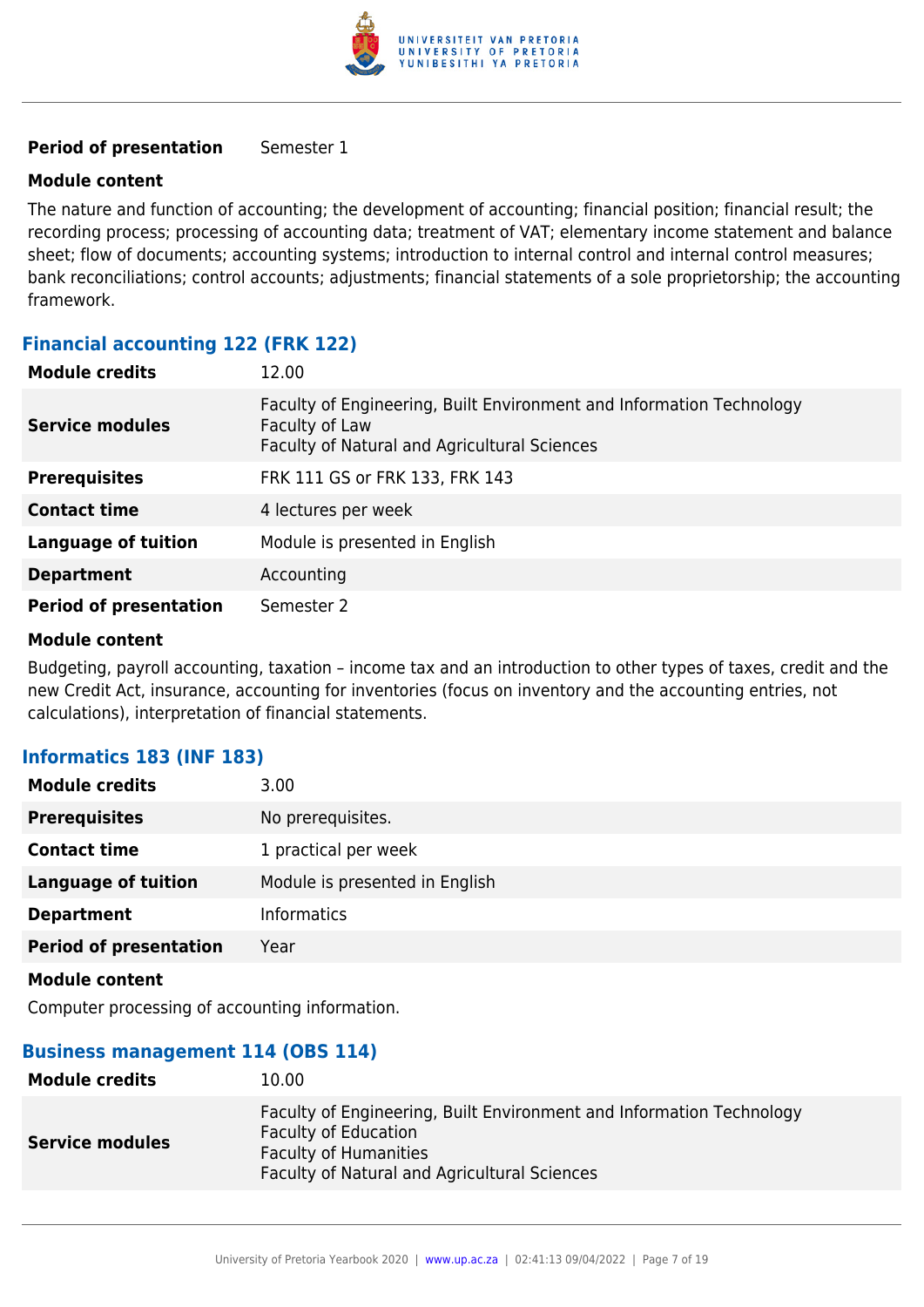| | |
|---|---|
| **Period of presentation** | Semester 1 |

**Module content**

The nature and function of accounting; the development of accounting; financial position; financial result; the recording process; processing of accounting data; treatment of VAT; elementary income statement and balance sheet; flow of documents; accounting systems; introduction to internal control and internal control measures; bank reconciliations; control accounts; adjustments; financial statements of a sole proprietorship; the accounting framework.

### Financial accounting 122 (FRK 122)

| | |
|---|---|
| **Module credits** | 12.00 |
| **Service modules** | Faculty of Engineering, Built Environment and Information Technology<br>Faculty of Law<br>Faculty of Natural and Agricultural Sciences |
| **Prerequisites** | FRK 111 GS or FRK 133, FRK 143 |
| **Contact time** | 4 lectures per week |
| **Language of tuition** | Module is presented in English |
| **Department** | Accounting |
| **Period of presentation** | Semester 2 |

**Module content**

Budgeting, payroll accounting, taxation – income tax and an introduction to other types of taxes, credit and the new Credit Act, insurance, accounting for inventories (focus on inventory and the accounting entries, not calculations), interpretation of financial statements.

### Informatics 183 (INF 183)

| | |
|---|---|
| **Module credits** | 3.00 |
| **Prerequisites** | No prerequisites. |
| **Contact time** | 1 practical per week |
| **Language of tuition** | Module is presented in English |
| **Department** | Informatics |
| **Period of presentation** | Year |

**Module content**

Computer processing of accounting information.

### Business management 114 (OBS 114)

| | |
|---|---|
| **Module credits** | 10.00 |
| **Service modules** | Faculty of Engineering, Built Environment and Information Technology<br>Faculty of Education<br>Faculty of Humanities<br>Faculty of Natural and Agricultural Sciences |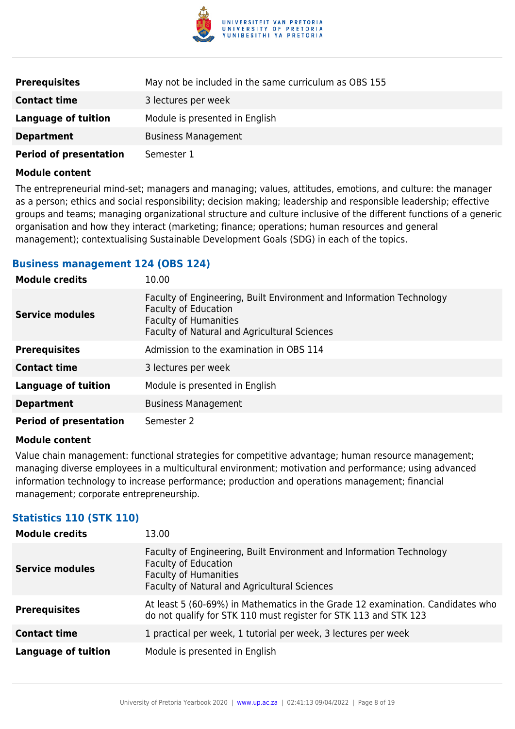| | |
|---|---|
| **Prerequisites** | May not be included in the same curriculum as OBS 155 |
| **Contact time** | 3 lectures per week |
| **Language of tuition** | Module is presented in English |
| **Department** | Business Management |
| **Period of presentation** | Semester 1 |

**Module content**

The entrepreneurial mind-set; managers and managing; values, attitudes, emotions, and culture: the manager as a person; ethics and social responsibility; decision making; leadership and responsible leadership; effective groups and teams; managing organizational structure and culture inclusive of the different functions of a generic organisation and how they interact (marketing; finance; operations; human resources and general management); contextualising Sustainable Development Goals (SDG) in each of the topics.

### Business management 124 (OBS 124)

| | |
|---|---|
| **Module credits** | 10.00 |
| **Service modules** | Faculty of Engineering, Built Environment and Information Technology<br>Faculty of Education<br>Faculty of Humanities<br>Faculty of Natural and Agricultural Sciences |
| **Prerequisites** | Admission to the examination in OBS 114 |
| **Contact time** | 3 lectures per week |
| **Language of tuition** | Module is presented in English |
| **Department** | Business Management |
| **Period of presentation** | Semester 2 |

**Module content**

Value chain management: functional strategies for competitive advantage; human resource management; managing diverse employees in a multicultural environment; motivation and performance; using advanced information technology to increase performance; production and operations management; financial management; corporate entrepreneurship.

### Statistics 110 (STK 110)

| | |
|---|---|
| **Module credits** | 13.00 |
| **Service modules** | Faculty of Engineering, Built Environment and Information Technology<br>Faculty of Education<br>Faculty of Humanities<br>Faculty of Natural and Agricultural Sciences |
| **Prerequisites** | At least 5 (60-69%) in Mathematics in the Grade 12 examination. Candidates who do not qualify for STK 110 must register for STK 113 and STK 123 |
| **Contact time** | 1 practical per week, 1 tutorial per week, 3 lectures per week |
| **Language of tuition** | Module is presented in English |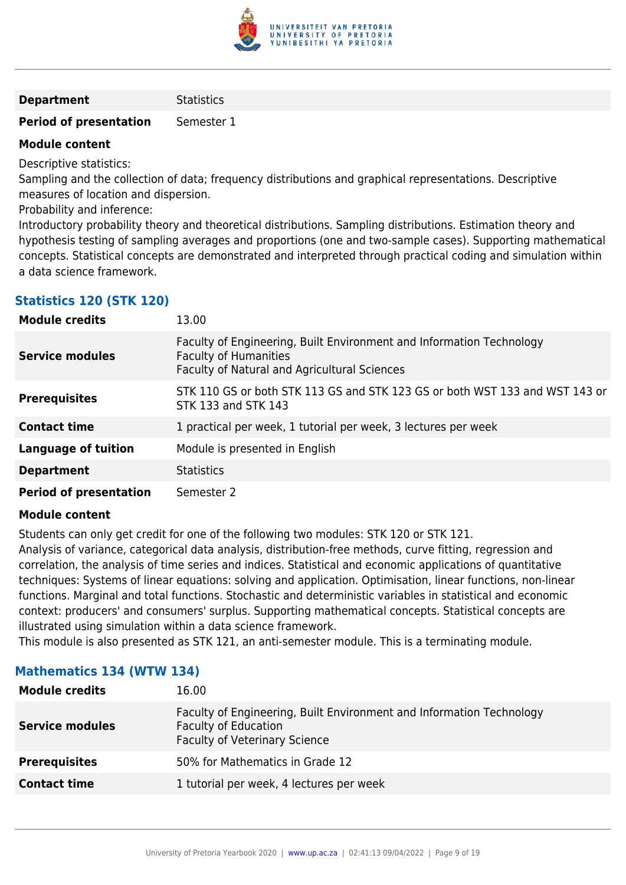| | |
|---|---|
| **Department** | Statistics |
| **Period of presentation** | Semester 1 |

**Module content**

Descriptive statistics:
Sampling and the collection of data; frequency distributions and graphical representations. Descriptive measures of location and dispersion.
Probability and inference:
Introductory probability theory and theoretical distributions. Sampling distributions. Estimation theory and hypothesis testing of sampling averages and proportions (one and two-sample cases). Supporting mathematical concepts. Statistical concepts are demonstrated and interpreted through practical coding and simulation within a data science framework.

### Statistics 120 (STK 120)

| | |
|---|---|
| **Module credits** | 13.00 |
| **Service modules** | Faculty of Engineering, Built Environment and Information Technology<br>Faculty of Humanities<br>Faculty of Natural and Agricultural Sciences |
| **Prerequisites** | STK 110 GS or both STK 113 GS and STK 123 GS or both WST 133 and WST 143 or STK 133 and STK 143 |
| **Contact time** | 1 practical per week, 1 tutorial per week, 3 lectures per week |
| **Language of tuition** | Module is presented in English |
| **Department** | Statistics |
| **Period of presentation** | Semester 2 |

**Module content**

Students can only get credit for one of the following two modules: STK 120 or STK 121.
Analysis of variance, categorical data analysis, distribution-free methods, curve fitting, regression and correlation, the analysis of time series and indices. Statistical and economic applications of quantitative techniques: Systems of linear equations: solving and application. Optimisation, linear functions, non-linear functions. Marginal and total functions. Stochastic and deterministic variables in statistical and economic context: producers' and consumers' surplus. Supporting mathematical concepts. Statistical concepts are illustrated using simulation within a data science framework.
This module is also presented as STK 121, an anti-semester module. This is a terminating module.

### Mathematics 134 (WTW 134)

| | |
|---|---|
| **Module credits** | 16.00 |
| **Service modules** | Faculty of Engineering, Built Environment and Information Technology<br>Faculty of Education<br>Faculty of Veterinary Science |
| **Prerequisites** | 50% for Mathematics in Grade 12 |
| **Contact time** | 1 tutorial per week, 4 lectures per week |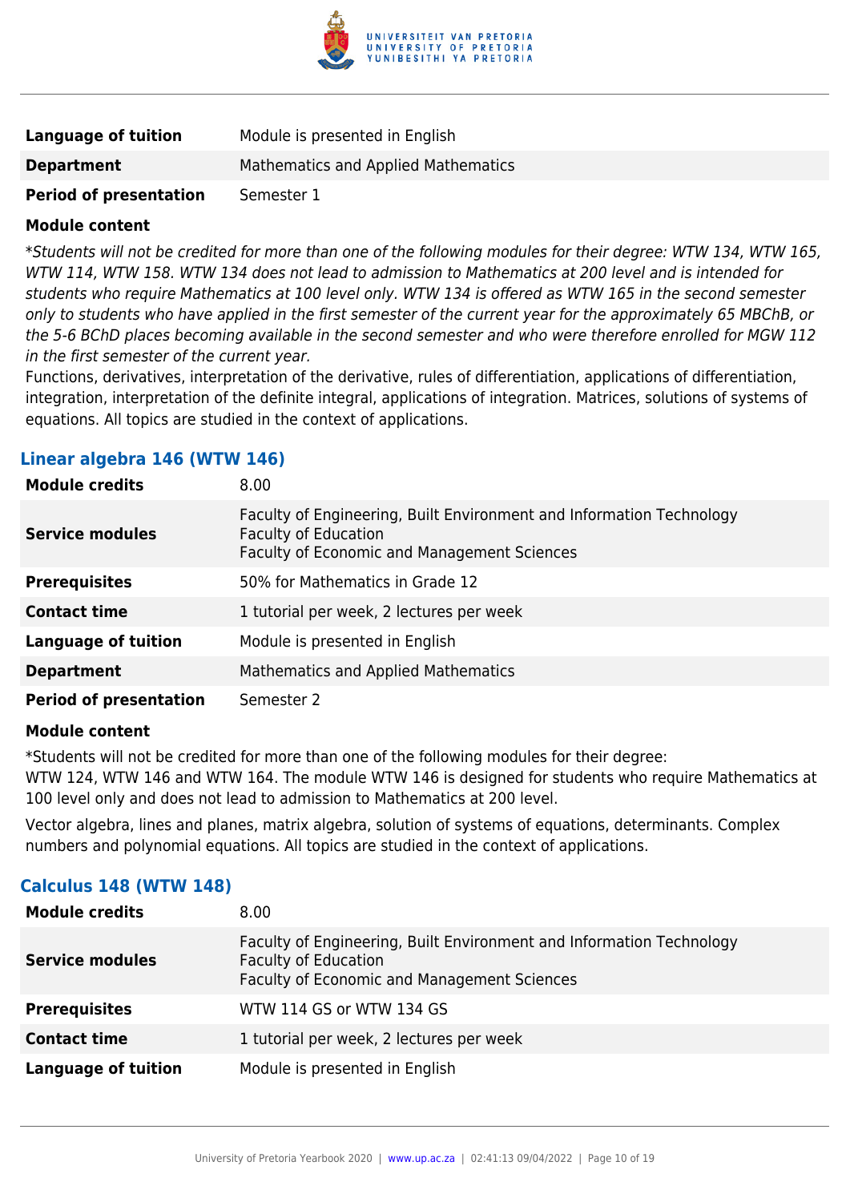| | |
|---|---|
| **Language of tuition** | Module is presented in English |
| **Department** | Mathematics and Applied Mathematics |
| **Period of presentation** | Semester 1 |

**Module content**

*\*Students will not be credited for more than one of the following modules for their degree: WTW 134, WTW 165, WTW 114, WTW 158. WTW 134 does not lead to admission to Mathematics at 200 level and is intended for students who require Mathematics at 100 level only. WTW 134 is offered as WTW 165 in the second semester only to students who have applied in the first semester of the current year for the approximately 65 MBChB, or the 5-6 BChD places becoming available in the second semester and who were therefore enrolled for MGW 112 in the first semester of the current year.*

Functions, derivatives, interpretation of the derivative, rules of differentiation, applications of differentiation, integration, interpretation of the definite integral, applications of integration. Matrices, solutions of systems of equations. All topics are studied in the context of applications.

### Linear algebra 146 (WTW 146)

| | |
|---|---|
| **Module credits** | 8.00 |
| **Service modules** | Faculty of Engineering, Built Environment and Information Technology<br>Faculty of Education<br>Faculty of Economic and Management Sciences |
| **Prerequisites** | 50% for Mathematics in Grade 12 |
| **Contact time** | 1 tutorial per week, 2 lectures per week |
| **Language of tuition** | Module is presented in English |
| **Department** | Mathematics and Applied Mathematics |
| **Period of presentation** | Semester 2 |

**Module content**

*Students will not be credited for more than one of the following modules for their degree:
WTW 124, WTW 146 and WTW 164. The module WTW 146 is designed for students who require Mathematics at 100 level only and does not lead to admission to Mathematics at 200 level.

Vector algebra, lines and planes, matrix algebra, solution of systems of equations, determinants. Complex numbers and polynomial equations. All topics are studied in the context of applications.

### Calculus 148 (WTW 148)

| | |
|---|---|
| **Module credits** | 8.00 |
| **Service modules** | Faculty of Engineering, Built Environment and Information Technology<br>Faculty of Education<br>Faculty of Economic and Management Sciences |
| **Prerequisites** | WTW 114 GS or WTW 134 GS |
| **Contact time** | 1 tutorial per week, 2 lectures per week |
| **Language of tuition** | Module is presented in English |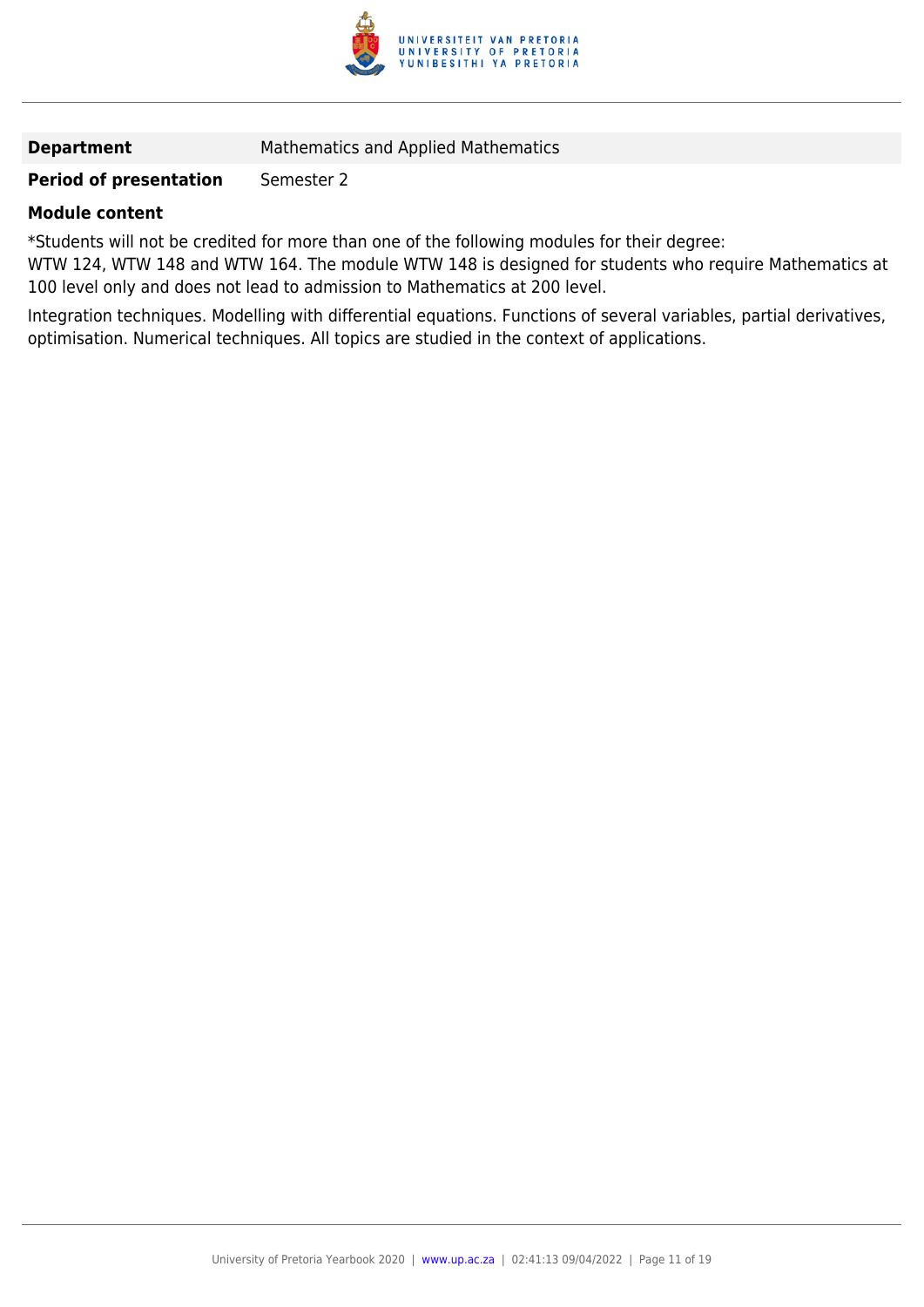| **Department** | Mathematics and Applied Mathematics |
| --- | --- |
| **Period of presentation** | Semester 2 |

**Module content**

*Students will not be credited for more than one of the following modules for their degree:
WTW 124, WTW 148 and WTW 164. The module WTW 148 is designed for students who require Mathematics at 100 level only and does not lead to admission to Mathematics at 200 level.

Integration techniques. Modelling with differential equations. Functions of several variables, partial derivatives, optimisation. Numerical techniques. All topics are studied in the context of applications.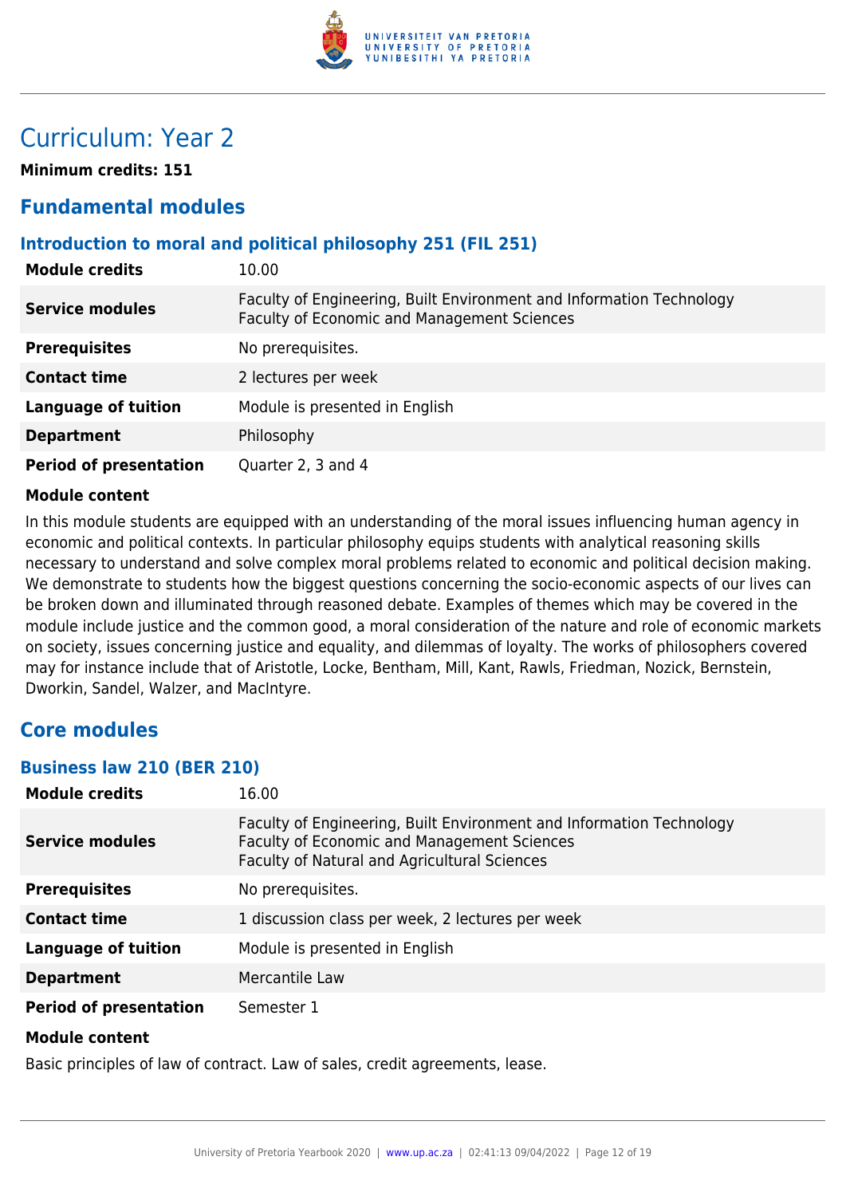# Curriculum: Year 2

**Minimum credits: 151**

## Fundamental modules

### Introduction to moral and political philosophy 251 (FIL 251)

| | |
|---|---|
| **Module credits** | 10.00 |
| **Service modules** | Faculty of Engineering, Built Environment and Information Technology<br>Faculty of Economic and Management Sciences |
| **Prerequisites** | No prerequisites. |
| **Contact time** | 2 lectures per week |
| **Language of tuition** | Module is presented in English |
| **Department** | Philosophy |
| **Period of presentation** | Quarter 2, 3 and 4 |

**Module content**

In this module students are equipped with an understanding of the moral issues influencing human agency in economic and political contexts. In particular philosophy equips students with analytical reasoning skills necessary to understand and solve complex moral problems related to economic and political decision making. We demonstrate to students how the biggest questions concerning the socio-economic aspects of our lives can be broken down and illuminated through reasoned debate. Examples of themes which may be covered in the module include justice and the common good, a moral consideration of the nature and role of economic markets on society, issues concerning justice and equality, and dilemmas of loyalty. The works of philosophers covered may for instance include that of Aristotle, Locke, Bentham, Mill, Kant, Rawls, Friedman, Nozick, Bernstein, Dworkin, Sandel, Walzer, and MacIntyre.

## Core modules

### Business law 210 (BER 210)

| | |
|---|---|
| **Module credits** | 16.00 |
| **Service modules** | Faculty of Engineering, Built Environment and Information Technology<br>Faculty of Economic and Management Sciences<br>Faculty of Natural and Agricultural Sciences |
| **Prerequisites** | No prerequisites. |
| **Contact time** | 1 discussion class per week, 2 lectures per week |
| **Language of tuition** | Module is presented in English |
| **Department** | Mercantile Law |
| **Period of presentation** | Semester 1 |

**Module content**

Basic principles of law of contract. Law of sales, credit agreements, lease.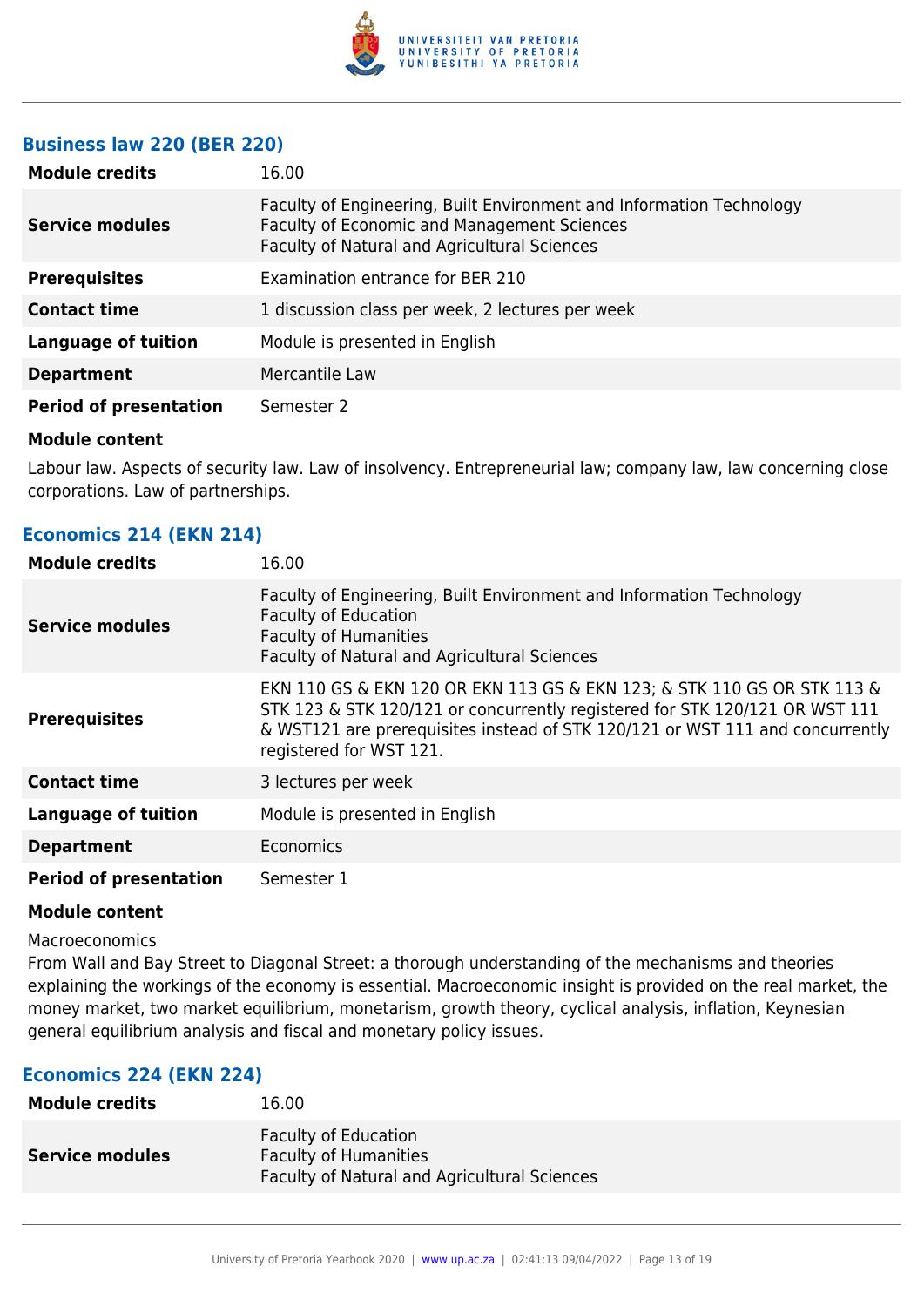### Business law 220 (BER 220)

| | |
|---|---|
| **Module credits** | 16.00 |
| **Service modules** | Faculty of Engineering, Built Environment and Information Technology<br>Faculty of Economic and Management Sciences<br>Faculty of Natural and Agricultural Sciences |
| **Prerequisites** | Examination entrance for BER 210 |
| **Contact time** | 1 discussion class per week, 2 lectures per week |
| **Language of tuition** | Module is presented in English |
| **Department** | Mercantile Law |
| **Period of presentation** | Semester 2 |

**Module content**

Labour law. Aspects of security law. Law of insolvency. Entrepreneurial law; company law, law concerning close corporations. Law of partnerships.

### Economics 214 (EKN 214)

| | |
|---|---|
| **Module credits** | 16.00 |
| **Service modules** | Faculty of Engineering, Built Environment and Information Technology<br>Faculty of Education<br>Faculty of Humanities<br>Faculty of Natural and Agricultural Sciences |
| **Prerequisites** | EKN 110 GS & EKN 120 OR EKN 113 GS & EKN 123; & STK 110 GS OR STK 113 & STK 123 & STK 120/121 or concurrently registered for STK 120/121 OR WST 111 & WST121 are prerequisites instead of STK 120/121 or WST 111 and concurrently registered for WST 121. |
| **Contact time** | 3 lectures per week |
| **Language of tuition** | Module is presented in English |
| **Department** | Economics |
| **Period of presentation** | Semester 1 |

**Module content**

Macroeconomics
From Wall and Bay Street to Diagonal Street: a thorough understanding of the mechanisms and theories explaining the workings of the economy is essential. Macroeconomic insight is provided on the real market, the money market, two market equilibrium, monetarism, growth theory, cyclical analysis, inflation, Keynesian general equilibrium analysis and fiscal and monetary policy issues.

### Economics 224 (EKN 224)

| | |
|---|---|
| **Module credits** | 16.00 |
| **Service modules** | Faculty of Education<br>Faculty of Humanities<br>Faculty of Natural and Agricultural Sciences |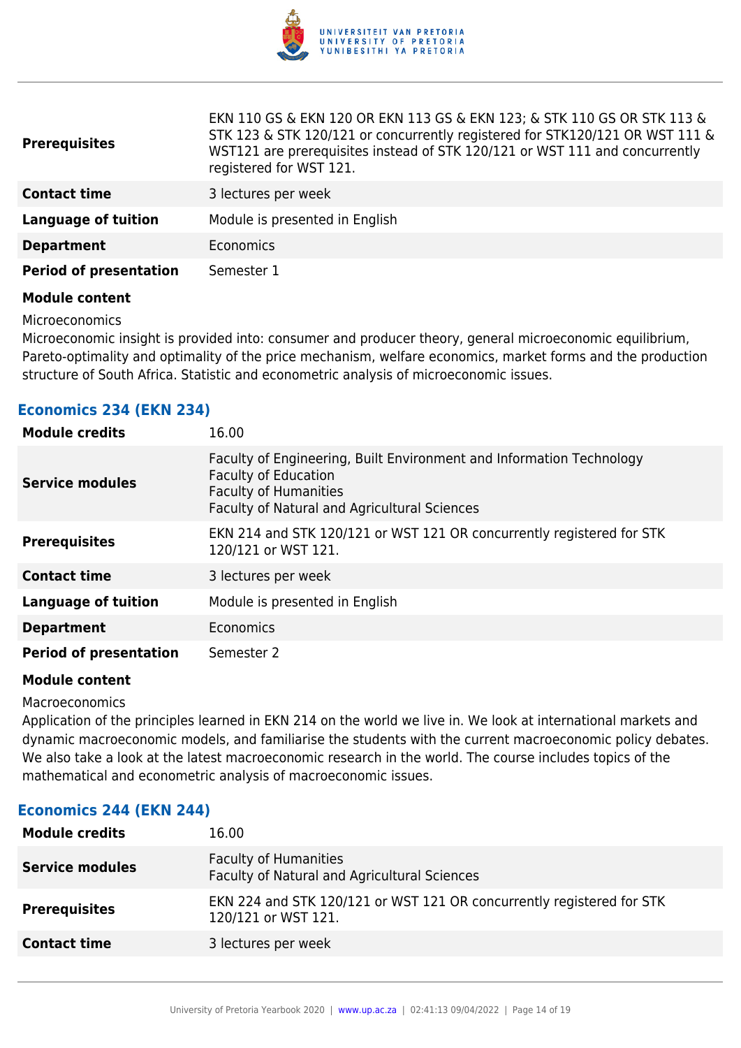| | |
|---|---|
| **Prerequisites** | EKN 110 GS & EKN 120 OR EKN 113 GS & EKN 123; & STK 110 GS OR STK 113 & STK 123 & STK 120/121 or concurrently registered for STK120/121 OR WST 111 & WST121 are prerequisites instead of STK 120/121 or WST 111 and concurrently registered for WST 121. |
| **Contact time** | 3 lectures per week |
| **Language of tuition** | Module is presented in English |
| **Department** | Economics |
| **Period of presentation** | Semester 1 |

**Module content**

Microeconomics

Microeconomic insight is provided into: consumer and producer theory, general microeconomic equilibrium, Pareto-optimality and optimality of the price mechanism, welfare economics, market forms and the production structure of South Africa. Statistic and econometric analysis of microeconomic issues.

### Economics 234 (EKN 234)

| | |
|---|---|
| **Module credits** | 16.00 |
| **Service modules** | Faculty of Engineering, Built Environment and Information Technology<br>Faculty of Education<br>Faculty of Humanities<br>Faculty of Natural and Agricultural Sciences |
| **Prerequisites** | EKN 214 and STK 120/121 or WST 121 OR concurrently registered for STK 120/121 or WST 121. |
| **Contact time** | 3 lectures per week |
| **Language of tuition** | Module is presented in English |
| **Department** | Economics |
| **Period of presentation** | Semester 2 |

**Module content**

Macroeconomics

Application of the principles learned in EKN 214 on the world we live in. We look at international markets and dynamic macroeconomic models, and familiarise the students with the current macroeconomic policy debates. We also take a look at the latest macroeconomic research in the world. The course includes topics of the mathematical and econometric analysis of macroeconomic issues.

### Economics 244 (EKN 244)

| | |
|---|---|
| **Module credits** | 16.00 |
| **Service modules** | Faculty of Humanities<br>Faculty of Natural and Agricultural Sciences |
| **Prerequisites** | EKN 224 and STK 120/121 or WST 121 OR concurrently registered for STK 120/121 or WST 121. |
| **Contact time** | 3 lectures per week |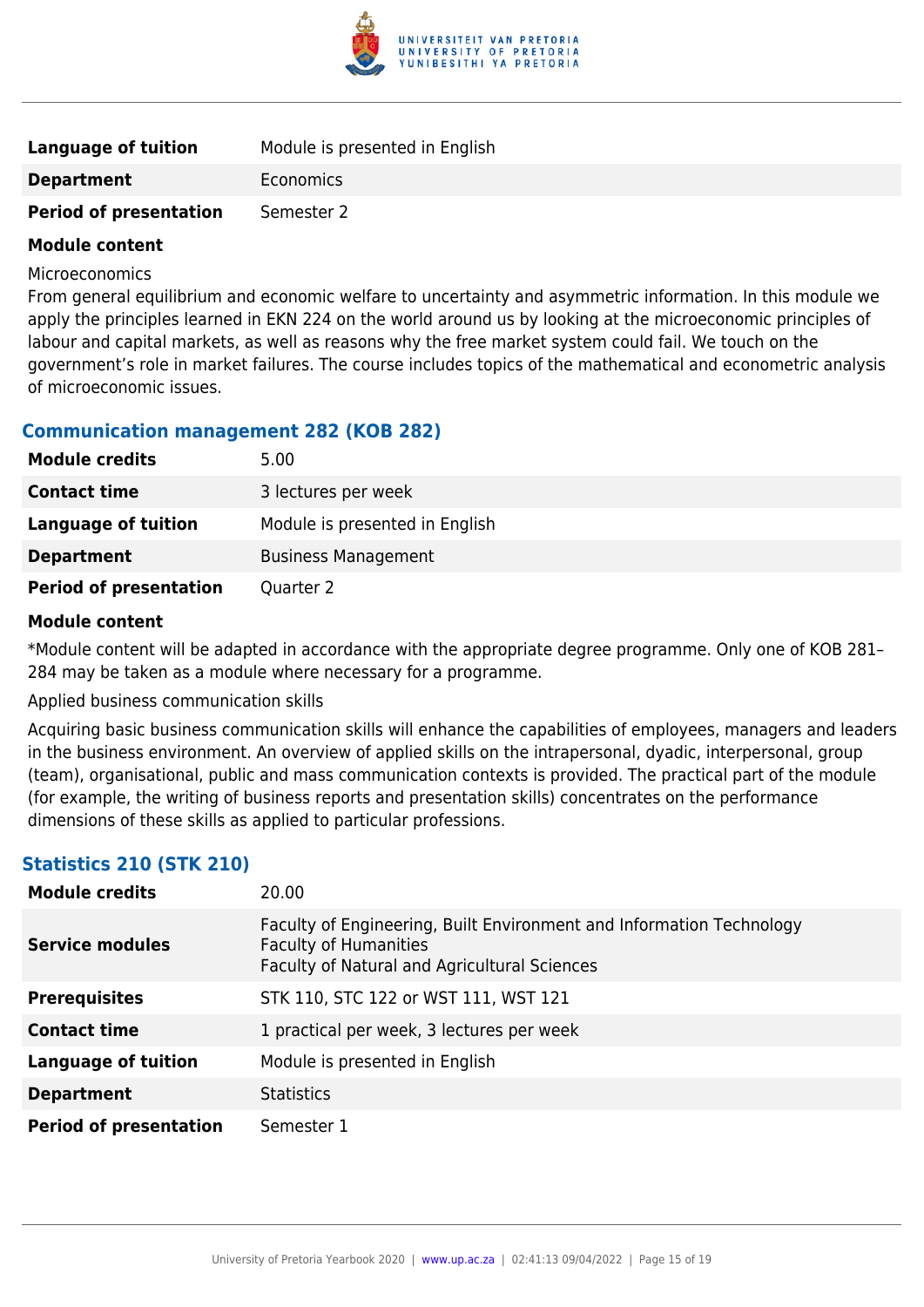| | |
|---|---|
| **Language of tuition** | Module is presented in English |
| **Department** | Economics |
| **Period of presentation** | Semester 2 |

**Module content**

Microeconomics

From general equilibrium and economic welfare to uncertainty and asymmetric information. In this module we apply the principles learned in EKN 224 on the world around us by looking at the microeconomic principles of labour and capital markets, as well as reasons why the free market system could fail. We touch on the government's role in market failures. The course includes topics of the mathematical and econometric analysis of microeconomic issues.

### Communication management 282 (KOB 282)

| | |
|---|---|
| **Module credits** | 5.00 |
| **Contact time** | 3 lectures per week |
| **Language of tuition** | Module is presented in English |
| **Department** | Business Management |
| **Period of presentation** | Quarter 2 |

**Module content**

*Module content will be adapted in accordance with the appropriate degree programme. Only one of KOB 281–284 may be taken as a module where necessary for a programme.

Applied business communication skills

Acquiring basic business communication skills will enhance the capabilities of employees, managers and leaders in the business environment. An overview of applied skills on the intrapersonal, dyadic, interpersonal, group (team), organisational, public and mass communication contexts is provided. The practical part of the module (for example, the writing of business reports and presentation skills) concentrates on the performance dimensions of these skills as applied to particular professions.

### Statistics 210 (STK 210)

| | |
|---|---|
| **Module credits** | 20.00 |
| **Service modules** | Faculty of Engineering, Built Environment and Information Technology<br>Faculty of Humanities<br>Faculty of Natural and Agricultural Sciences |
| **Prerequisites** | STK 110, STC 122 or WST 111, WST 121 |
| **Contact time** | 1 practical per week, 3 lectures per week |
| **Language of tuition** | Module is presented in English |
| **Department** | Statistics |
| **Period of presentation** | Semester 1 |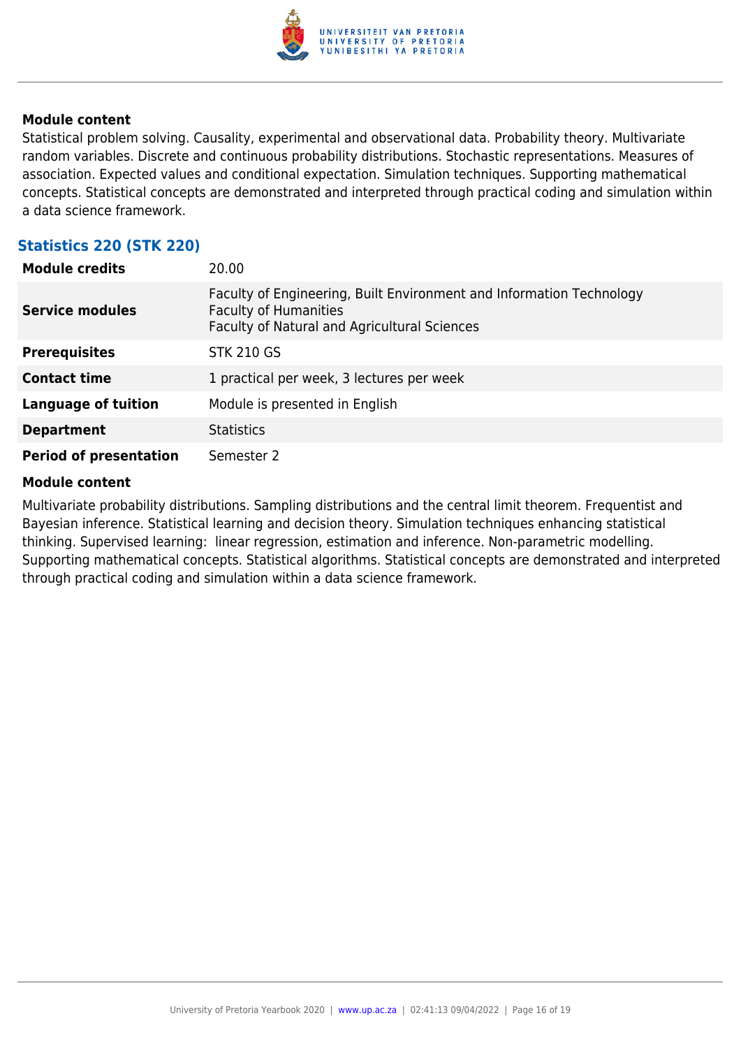**Module content**

Statistical problem solving. Causality, experimental and observational data. Probability theory. Multivariate random variables. Discrete and continuous probability distributions. Stochastic representations. Measures of association. Expected values and conditional expectation. Simulation techniques. Supporting mathematical concepts. Statistical concepts are demonstrated and interpreted through practical coding and simulation within a data science framework.

### Statistics 220 (STK 220)

| | |
|---|---|
| **Module credits** | 20.00 |
| **Service modules** | Faculty of Engineering, Built Environment and Information Technology<br>Faculty of Humanities<br>Faculty of Natural and Agricultural Sciences |
| **Prerequisites** | STK 210 GS |
| **Contact time** | 1 practical per week, 3 lectures per week |
| **Language of tuition** | Module is presented in English |
| **Department** | Statistics |
| **Period of presentation** | Semester 2 |

**Module content**

Multivariate probability distributions. Sampling distributions and the central limit theorem. Frequentist and Bayesian inference. Statistical learning and decision theory. Simulation techniques enhancing statistical thinking. Supervised learning: linear regression, estimation and inference. Non-parametric modelling. Supporting mathematical concepts. Statistical algorithms. Statistical concepts are demonstrated and interpreted through practical coding and simulation within a data science framework.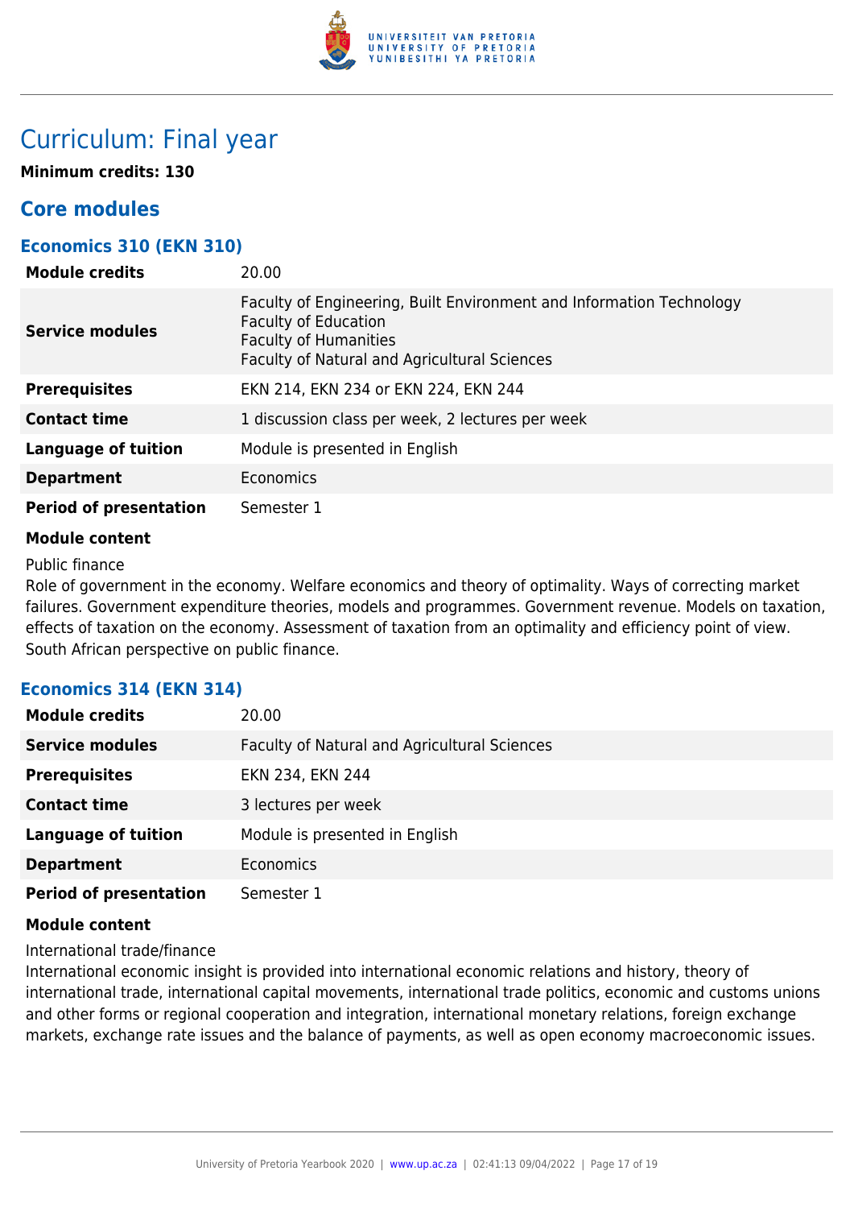# Curriculum: Final year

**Minimum credits: 130**

## Core modules

### Economics 310 (EKN 310)

| | |
|---|---|
| **Module credits** | 20.00 |
| **Service modules** | Faculty of Engineering, Built Environment and Information Technology<br>Faculty of Education<br>Faculty of Humanities<br>Faculty of Natural and Agricultural Sciences |
| **Prerequisites** | EKN 214, EKN 234 or EKN 224, EKN 244 |
| **Contact time** | 1 discussion class per week, 2 lectures per week |
| **Language of tuition** | Module is presented in English |
| **Department** | Economics |
| **Period of presentation** | Semester 1 |

**Module content**

Public finance

Role of government in the economy. Welfare economics and theory of optimality. Ways of correcting market failures. Government expenditure theories, models and programmes. Government revenue. Models on taxation, effects of taxation on the economy. Assessment of taxation from an optimality and efficiency point of view. South African perspective on public finance.

### Economics 314 (EKN 314)

| | |
|---|---|
| **Module credits** | 20.00 |
| **Service modules** | Faculty of Natural and Agricultural Sciences |
| **Prerequisites** | EKN 234, EKN 244 |
| **Contact time** | 3 lectures per week |
| **Language of tuition** | Module is presented in English |
| **Department** | Economics |
| **Period of presentation** | Semester 1 |

**Module content**

International trade/finance

International economic insight is provided into international economic relations and history, theory of international trade, international capital movements, international trade politics, economic and customs unions and other forms or regional cooperation and integration, international monetary relations, foreign exchange markets, exchange rate issues and the balance of payments, as well as open economy macroeconomic issues.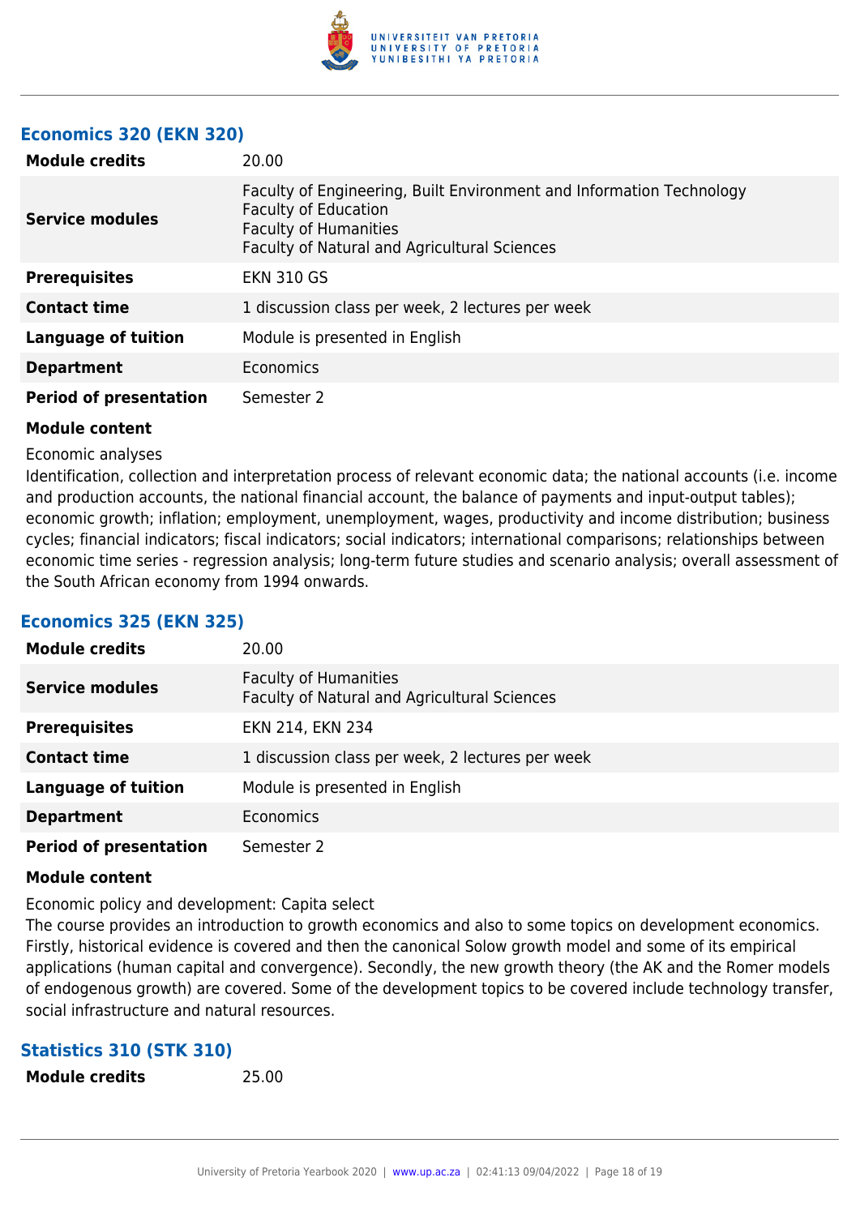### Economics 320 (EKN 320)

| | |
|---|---|
| **Module credits** | 20.00 |
| **Service modules** | Faculty of Engineering, Built Environment and Information Technology<br>Faculty of Education<br>Faculty of Humanities<br>Faculty of Natural and Agricultural Sciences |
| **Prerequisites** | EKN 310 GS |
| **Contact time** | 1 discussion class per week, 2 lectures per week |
| **Language of tuition** | Module is presented in English |
| **Department** | Economics |
| **Period of presentation** | Semester 2 |

**Module content**

Economic analyses

Identification, collection and interpretation process of relevant economic data; the national accounts (i.e. income and production accounts, the national financial account, the balance of payments and input-output tables); economic growth; inflation; employment, unemployment, wages, productivity and income distribution; business cycles; financial indicators; fiscal indicators; social indicators; international comparisons; relationships between economic time series - regression analysis; long-term future studies and scenario analysis; overall assessment of the South African economy from 1994 onwards.

### Economics 325 (EKN 325)

| | |
|---|---|
| **Module credits** | 20.00 |
| **Service modules** | Faculty of Humanities<br>Faculty of Natural and Agricultural Sciences |
| **Prerequisites** | EKN 214, EKN 234 |
| **Contact time** | 1 discussion class per week, 2 lectures per week |
| **Language of tuition** | Module is presented in English |
| **Department** | Economics |
| **Period of presentation** | Semester 2 |

**Module content**

Economic policy and development: Capita select

The course provides an introduction to growth economics and also to some topics on development economics. Firstly, historical evidence is covered and then the canonical Solow growth model and some of its empirical applications (human capital and convergence). Secondly, the new growth theory (the AK and the Romer models of endogenous growth) are covered. Some of the development topics to be covered include technology transfer, social infrastructure and natural resources.

### Statistics 310 (STK 310)

| | |
|---|---|
| **Module credits** | 25.00 |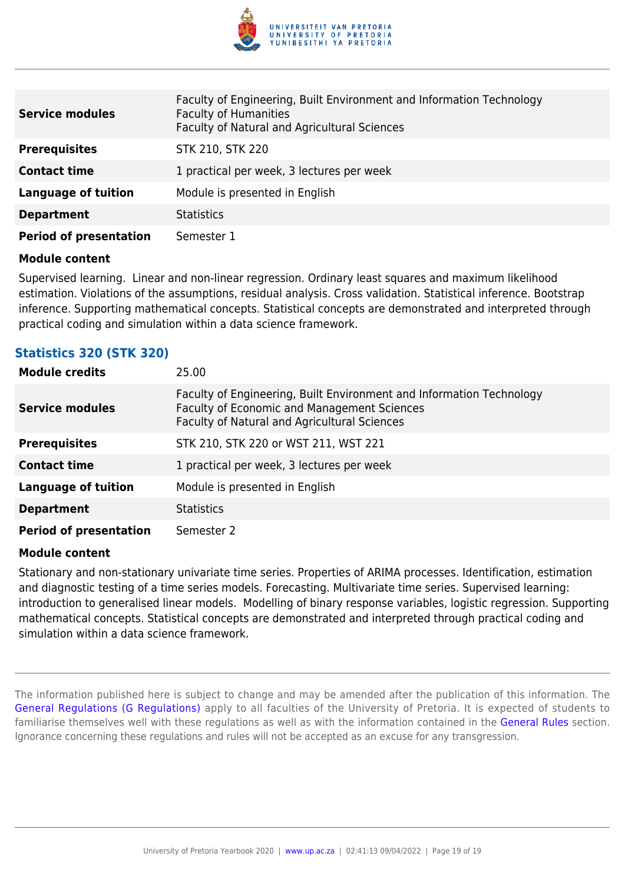| | |
|---|---|
| **Service modules** | Faculty of Engineering, Built Environment and Information Technology<br>Faculty of Humanities<br>Faculty of Natural and Agricultural Sciences |
| **Prerequisites** | STK 210, STK 220 |
| **Contact time** | 1 practical per week, 3 lectures per week |
| **Language of tuition** | Module is presented in English |
| **Department** | Statistics |
| **Period of presentation** | Semester 1 |

**Module content**

Supervised learning. Linear and non-linear regression. Ordinary least squares and maximum likelihood estimation. Violations of the assumptions, residual analysis. Cross validation. Statistical inference. Bootstrap inference. Supporting mathematical concepts. Statistical concepts are demonstrated and interpreted through practical coding and simulation within a data science framework.

### Statistics 320 (STK 320)

| | |
|---|---|
| **Module credits** | 25.00 |
| **Service modules** | Faculty of Engineering, Built Environment and Information Technology<br>Faculty of Economic and Management Sciences<br>Faculty of Natural and Agricultural Sciences |
| **Prerequisites** | STK 210, STK 220 or WST 211, WST 221 |
| **Contact time** | 1 practical per week, 3 lectures per week |
| **Language of tuition** | Module is presented in English |
| **Department** | Statistics |
| **Period of presentation** | Semester 2 |

**Module content**

Stationary and non-stationary univariate time series. Properties of ARIMA processes. Identification, estimation and diagnostic testing of a time series models. Forecasting. Multivariate time series. Supervised learning: introduction to generalised linear models. Modelling of binary response variables, logistic regression. Supporting mathematical concepts. Statistical concepts are demonstrated and interpreted through practical coding and simulation within a data science framework.

The information published here is subject to change and may be amended after the publication of this information. The General Regulations (G Regulations) apply to all faculties of the University of Pretoria. It is expected of students to familiarise themselves well with these regulations as well as with the information contained in the General Rules section. Ignorance concerning these regulations and rules will not be accepted as an excuse for any transgression.